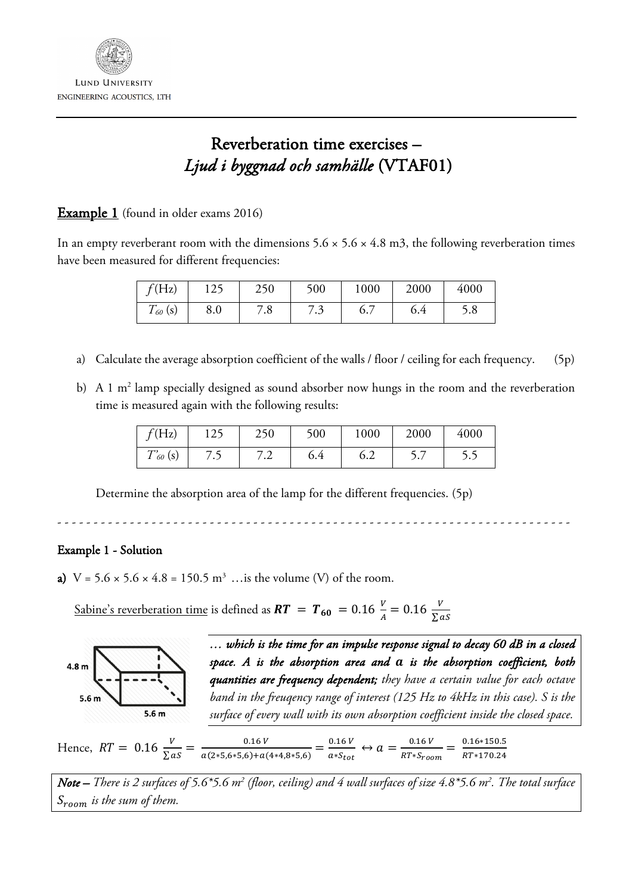LUND UNIVERSITY

ENGINEERING ACOUSTICS, LTH

# Reverberation time exercises – *Ljud i byggnad och samhälle* (VTAF01)

## Example 1 (found in older exams 2016)

In an empty reverberant room with the dimensions 5.6 × 5.6 × 4.8 m3, the following reverberation times have been measured for different frequencies:

| $f$ (Hz) | 125 | 250 | 500 | 1000 | 2000 | 4000 |
|---|---|---|---|---|---|---|
| $T_{60}$ (s) | 8.0 | 7.8 | 7.3 | 6.7 | 6.4 | 5.8 |

a) Calculate the average absorption coefficient of the walls / floor / ceiling for each frequency. (5p)

b) A 1 m² lamp specially designed as sound absorber now hungs in the room and the reverberation time is measured again with the following results:

| $f$ (Hz) | 125 | 250 | 500 | 1000 | 2000 | 4000 |
|---|---|---|---|---|---|---|
| $T'_{60}$ (s) | 7.5 | 7.2 | 6.4 | 6.2 | 5.7 | 5.5 |

Determine the absorption area of the lamp for the different frequencies. (5p)

- - - - - - - - - - - - - - - - - - - - - - - - - - - - - - - - - - - - - - - - - - - - - - - - - - - - - - - - - - - - - - - - - - - -

### Example 1 - Solution

**a)** V = 5.6 × 5.6 × 4.8 = 150.5 m³ …is the volume (V) of the room.

Sabine's reverberation time is defined as $\boldsymbol{RT} = \boldsymbol{T_{60}} = 0.16\,\frac{V}{A} = 0.16\,\frac{V}{\sum aS}$

*… which is the time for an impulse response signal to decay 60 dB in a closed space. A is the absorption area and α is the absorption coefficient, both quantities are frequency dependent; they have a certain value for each octave band in the freuqency range of interest (125 Hz to 4kHz in this case). S is the surface of every wall with its own absorption coefficient inside the closed space.*

Hence, $RT = 0.16\,\frac{V}{\sum aS} = \frac{0.16\,V}{a(2*5{,}6*5{,}6)+a(4*4{,}8*5{,}6)} = \frac{0.16\,V}{a*S_{tot}} \leftrightarrow a = \frac{0.16\,V}{RT*S_{room}} = \frac{0.16*150.5}{RT*170.24}$

***Note** – There is 2 surfaces of 5.6\*5.6 m² (floor, ceiling) and 4 wall surfaces of size 4.8\*5.6 m². The total surface $S_{room}$ is the sum of them.*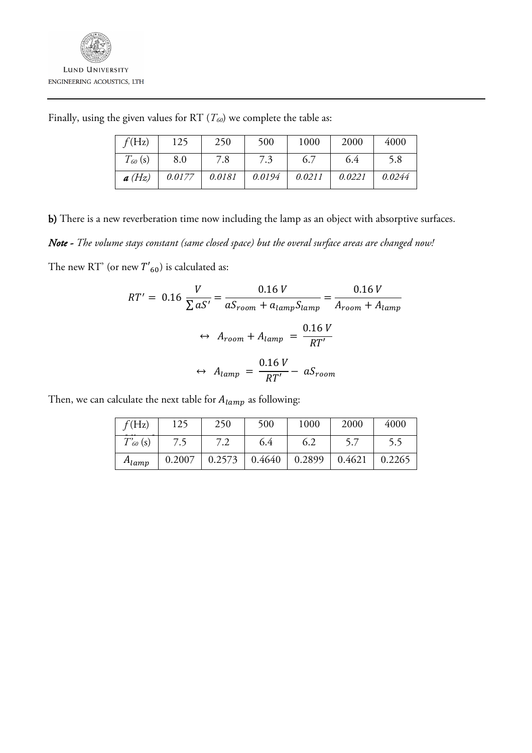Finally, using the given values for RT ($T_{60}$) we complete the table as:

| $f$ (Hz) | 125 | 250 | 500 | 1000 | 2000 | 4000 |
|---|---|---|---|---|---|---|
| $T_{60}$ (s) | 8.0 | 7.8 | 7.3 | 6.7 | 6.4 | 5.8 |
| ***a*** *(Hz)* | *0.0177* | *0.0181* | *0.0194* | *0.0211* | *0.0221* | *0.0244* |

**b)** There is a new reverberation time now including the lamp as an object with absorptive surfaces.

***Note*** *- The volume stays constant (same closed space) but the overal surface areas are changed now!*

The new RT' (or new $T'_{60}$) is calculated as:

$$RT' = 0.16 \frac{V}{\sum aS'} = \frac{0.16\, V}{aS_{room} + a_{lamp}S_{lamp}} = \frac{0.16\, V}{A_{room} + A_{lamp}}$$

$$\leftrightarrow \; A_{room} + A_{lamp} = \frac{0.16\, V}{RT'}$$

$$\leftrightarrow \; A_{lamp} = \frac{0.16\, V}{RT'} - aS_{room}$$

Then, we can calculate the next table for $A_{lamp}$ as following:

| $f$ (Hz) | 125 | 250 | 500 | 1000 | 2000 | 4000 |
|---|---|---|---|---|---|---|
| $T'_{60}$ (s) | 7.5 | 7.2 | 6.4 | 6.2 | 5.7 | 5.5 |
| $A_{lamp}$ | 0.2007 | 0.2573 | 0.4640 | 0.2899 | 0.4621 | 0.2265 |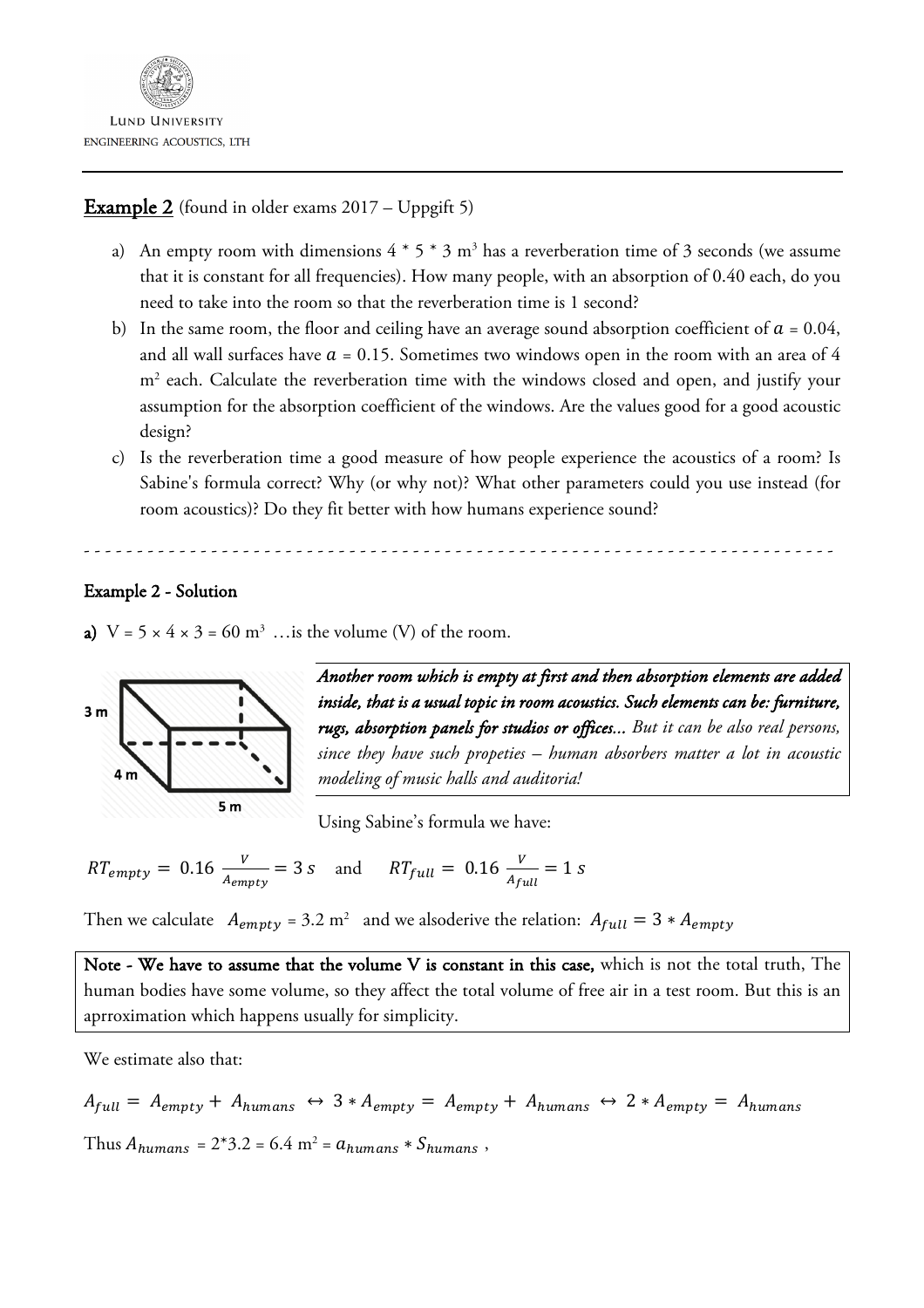**Example 2** (found in older exams 2017 – Uppgift 5)

a) An empty room with dimensions 4 * 5 * 3 m³ has a reverberation time of 3 seconds (we assume that it is constant for all frequencies). How many people, with an absorption of 0.40 each, do you need to take into the room so that the reverberation time is 1 second?

b) In the same room, the floor and ceiling have an average sound absorption coefficient of $\alpha$ = 0.04, and all wall surfaces have $\alpha$ = 0.15. Sometimes two windows open in the room with an area of 4 m² each. Calculate the reverberation time with the windows closed and open, and justify your assumption for the absorption coefficient of the windows. Are the values good for a good acoustic design?

c) Is the reverberation time a good measure of how people experience the acoustics of a room? Is Sabine's formula correct? Why (or why not)? What other parameters could you use instead (for room acoustics)? Do they fit better with how humans experience sound?

- - - - - - - - - - - - - - - - - - - - - - - - - - - - - - - - - - - - - - - - - - - - - - - - - - - - - - - -

**Example 2 - Solution**

**a)** V = 5 × 4 × 3 = 60 m³ …is the volume (V) of the room.

*Another room which is empty at first and then absorption elements are added inside, that is a usual topic in room acoustics. Such elements can be: furniture, rugs, absorption panels for studios or offices... But it can be also real persons, since they have such propeties – human absorbers matter a lot in acoustic modeling of music halls and auditoria!*

Using Sabine's formula we have:

$$RT_{empty} = 0.16 \frac{V}{A_{empty}} = 3\,s \quad \text{and} \quad RT_{full} = 0.16 \frac{V}{A_{full}} = 1\,s$$

Then we calculate $A_{empty}$ = 3.2 m² and we alsoderive the relation: $A_{full} = 3 * A_{empty}$

**Note - We have to assume that the volume V is constant in this case,** which is not the total truth, The human bodies have some volume, so they affect the total volume of free air in a test room. But this is an aprroximation which happens usually for simplicity.

We estimate also that:

$$A_{full} = A_{empty} + A_{humans} \leftrightarrow 3 * A_{empty} = A_{empty} + A_{humans} \leftrightarrow 2 * A_{empty} = A_{humans}$$

Thus $A_{humans}$ = 2*3.2 = 6.4 m² = $a_{humans} * S_{humans}$ ,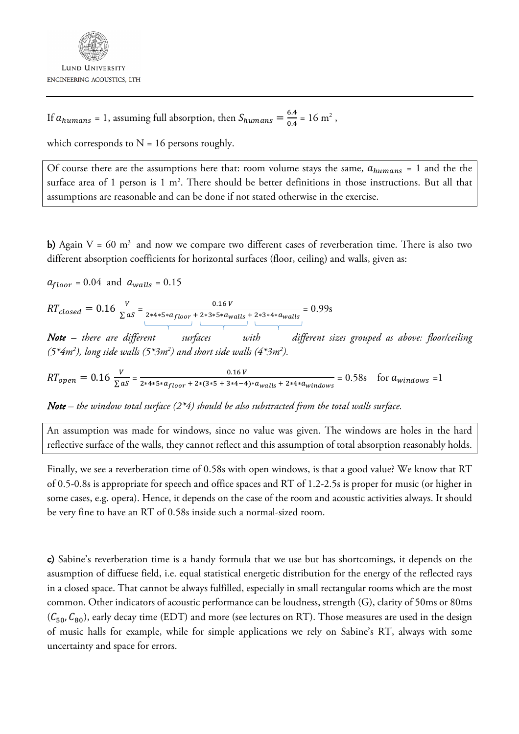If $a_{humans}$ = 1, assuming full absorption, then $S_{humans} = \frac{6.4}{0.4}$ = 16 m$^2$ ,

which corresponds to N = 16 persons roughly.

> Of course there are the assumptions here that: room volume stays the same, $a_{humans}$ = 1 and the the surface area of 1 person is 1 m$^2$. There should be better definitions in those instructions. But all that assumptions are reasonable and can be done if not stated otherwise in the exercise.

**b)** Again V = 60 m$^3$ and now we compare two different cases of reverberation time. There is also two different absorption coefficients for horizontal surfaces (floor, ceiling) and walls, given as:

$a_{floor}$ = 0.04 and $a_{walls}$ = 0.15

$$RT_{closed} = 0.16\ \frac{V}{\sum aS} = \frac{0.16\,V}{\underbrace{2*4*5*a_{floor}} + \underbrace{2*3*5*a_{walls}} + \underbrace{2*3*4*a_{walls}}} = 0.99\text{s}$$

***Note** – there are different surfaces with different sizes grouped as above: floor/ceiling (5\*4m$^2$), long side walls (5\*3m$^2$) and short side walls (4\*3m$^2$).*

$$RT_{open} = 0.16\ \frac{V}{\sum aS} = \frac{0.16\,V}{2*4*5*a_{floor} + 2*(3*5 + 3*4-4)*a_{walls} + 2*4*a_{windows}} = 0.58\text{s} \quad \text{for } a_{windows} = 1$$

***Note** – the window total surface (2\*4) should be also substracted from the total walls surface.*

> An assumption was made for windows, since no value was given. The windows are holes in the hard reflective surface of the walls, they cannot reflect and this assumption of total absorption reasonably holds.

Finally, we see a reverberation time of 0.58s with open windows, is that a good value? We know that RT of 0.5-0.8s is appropriate for speech and office spaces and RT of 1.2-2.5s is proper for music (or higher in some cases, e.g. opera). Hence, it depends on the case of the room and acoustic activities always. It should be very fine to have an RT of 0.58s inside such a normal-sized room.

**c)** Sabine's reverberation time is a handy formula that we use but has shortcomings, it depends on the asusmption of diffuese field, i.e. equal statistical energetic distribution for the energy of the reflected rays in a closed space. That cannot be always fulfilled, especially in small rectangular rooms which are the most common. Other indicators of acoustic performance can be loudness, strength (G), clarity of 50ms or 80ms ($C_{50}$, $C_{80}$), early decay time (EDT) and more (see lectures on RT). Those measures are used in the design of music halls for example, while for simple applications we rely on Sabine's RT, always with some uncertainty and space for errors.